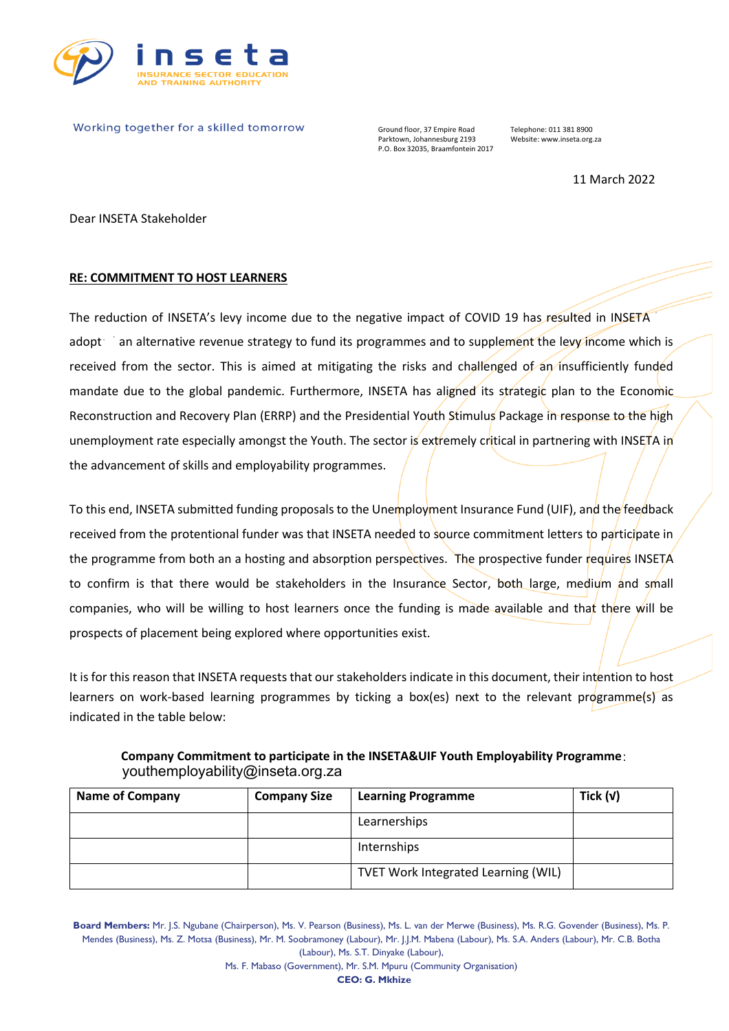Working together for a skilled tomorrow

Ground floor, 37 Empire Road
Parktown, Johannesburg 2193
P.O. Box 32035, Braamfontein 2017

Telephone: 011 381 8900
Website: www.inseta.org.za

11 March 2022

Dear INSETA Stakeholder

**RE: COMMITMENT TO HOST LEARNERS**

The reduction of INSETA's levy income due to the negative impact of COVID 19 has resulted in INSETA adopt an alternative revenue strategy to fund its programmes and to supplement the levy income which is received from the sector. This is aimed at mitigating the risks and challenged of an insufficiently funded mandate due to the global pandemic. Furthermore, INSETA has aligned its strategic plan to the Economic Reconstruction and Recovery Plan (ERRP) and the Presidential Youth Stimulus Package in response to the high unemployment rate especially amongst the Youth. The sector is extremely critical in partnering with INSETA in the advancement of skills and employability programmes.

To this end, INSETA submitted funding proposals to the Unemployment Insurance Fund (UIF), and the feedback received from the protentional funder was that INSETA needed to source commitment letters to participate in the programme from both an a hosting and absorption perspectives. The prospective funder requires INSETA to confirm is that there would be stakeholders in the Insurance Sector, both large, medium and small companies, who will be willing to host learners once the funding is made available and that there will be prospects of placement being explored where opportunities exist.

It is for this reason that INSETA requests that our stakeholders indicate in this document, their intention to host learners on work-based learning programmes by ticking a box(es) next to the relevant programme(s) as indicated in the table below:

**Company Commitment to participate in the INSETA&UIF Youth Employability Programme**: youthemployability@inseta.org.za

| Name of Company | Company Size | Learning Programme | Tick (√) |
|---|---|---|---|
| | | Learnerships | |
| | | Internships | |
| | | TVET Work Integrated Learning (WIL) | |

**Board Members:** Mr. J.S. Ngubane (Chairperson), Ms. V. Pearson (Business), Ms. L. van der Merwe (Business), Ms. R.G. Govender (Business), Ms. P. Mendes (Business), Ms. Z. Motsa (Business), Mr. M. Soobramoney (Labour), Mr. J.J.M. Mabena (Labour), Ms. S.A. Anders (Labour), Mr. C.B. Botha (Labour), Ms. S.T. Dinyake (Labour), Ms. F. Mabaso (Government), Mr. S.M. Mpuru (Community Organisation)

**CEO: G. Mkhize**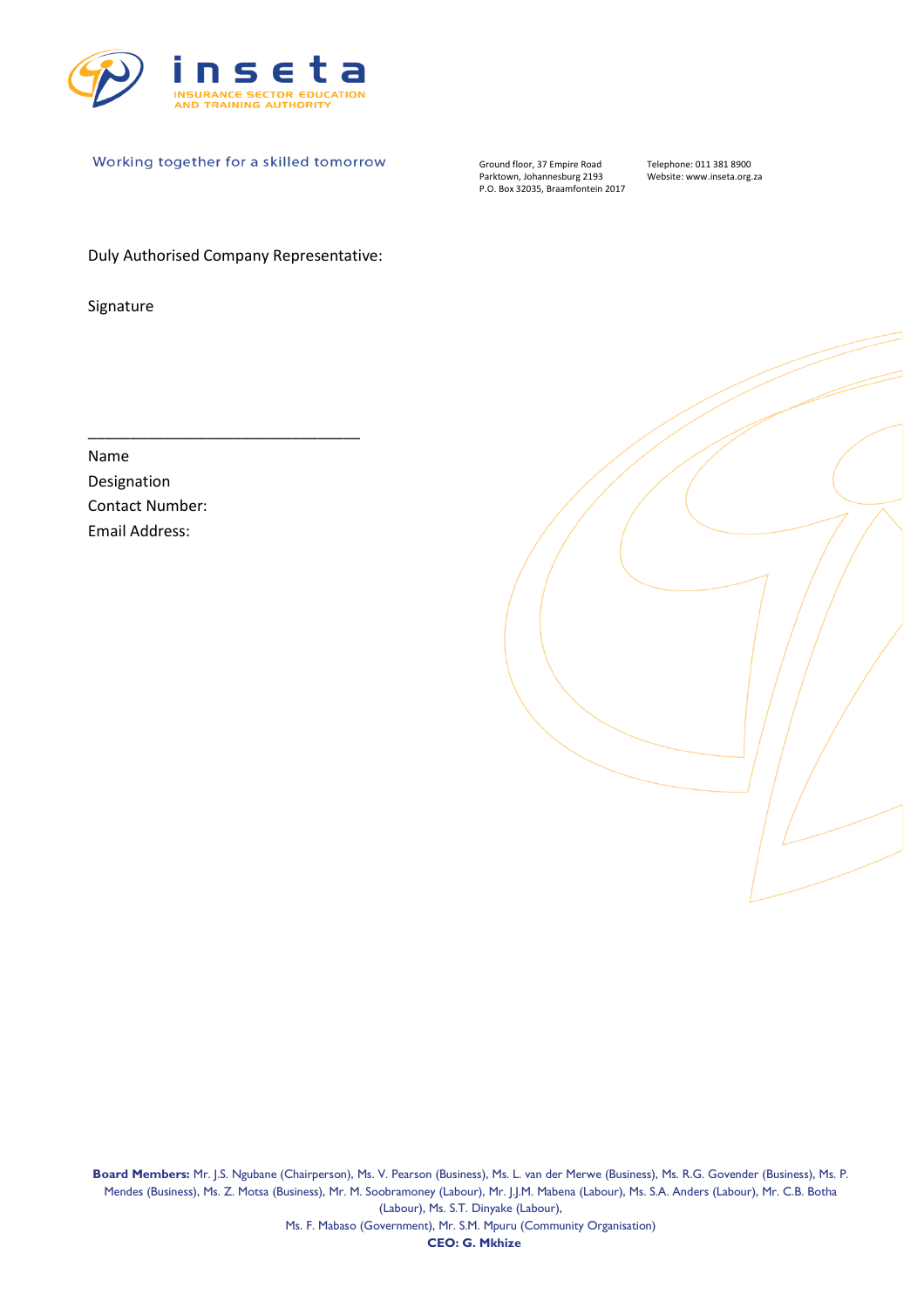Duly Authorised Company Representative:

Signature

________________________________

Name

Designation

Contact Number:

Email Address: